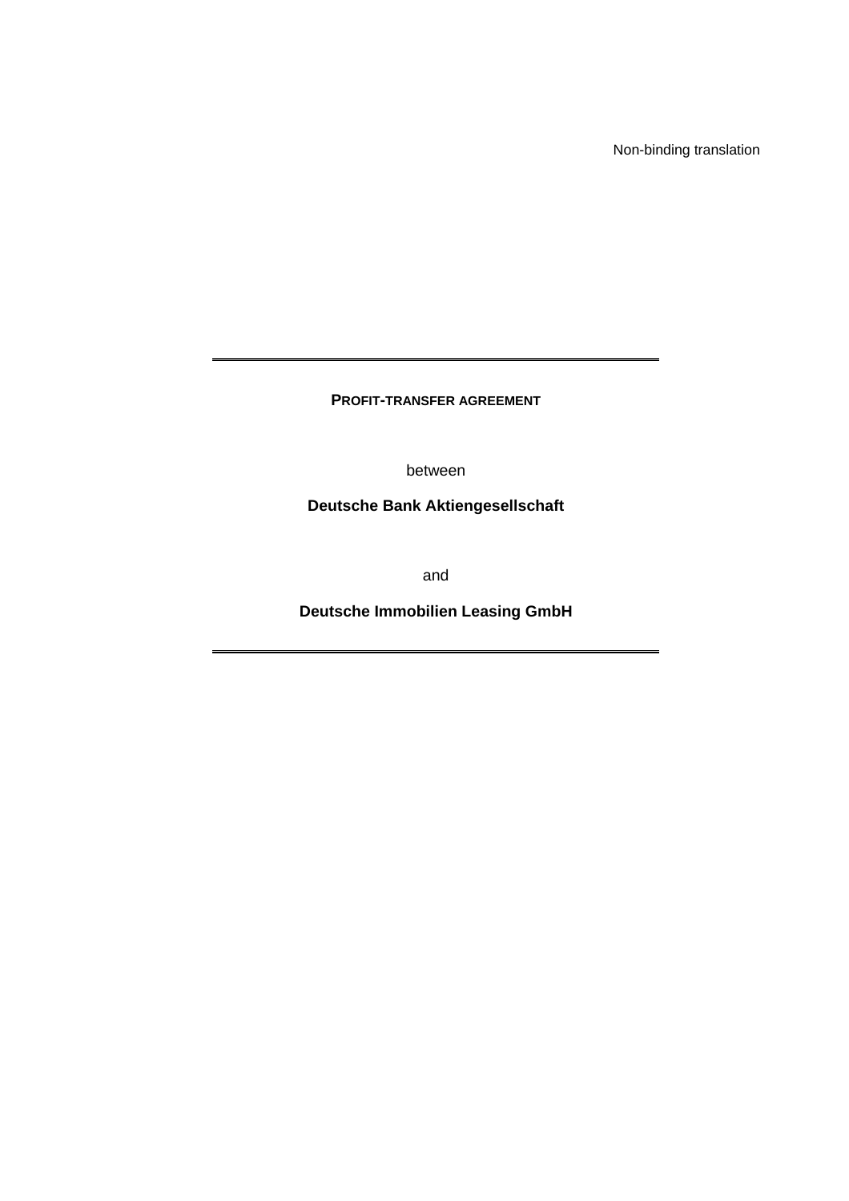Non-binding translation

---

# PROFIT-TRANSFER AGREEMENT

between

**Deutsche Bank Aktiengesellschaft**

and

**Deutsche Immobilien Leasing GmbH**

---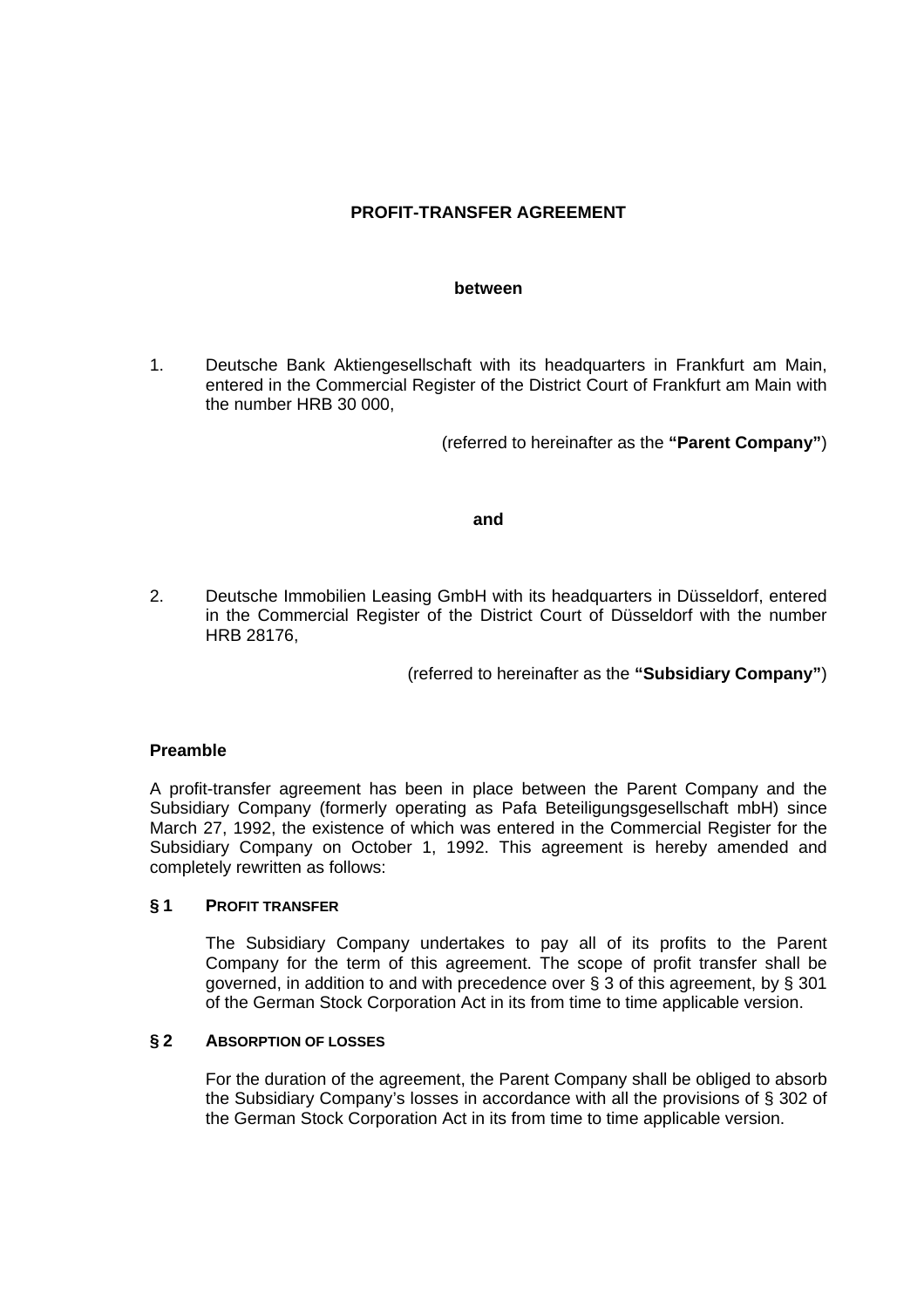# PROFIT-TRANSFER AGREEMENT

**between**

1. Deutsche Bank Aktiengesellschaft with its headquarters in Frankfurt am Main, entered in the Commercial Register of the District Court of Frankfurt am Main with the number HRB 30 000,

   (referred to hereinafter as the **"Parent Company"**)

**and**

2. Deutsche Immobilien Leasing GmbH with its headquarters in Düsseldorf, entered in the Commercial Register of the District Court of Düsseldorf with the number HRB 28176,

   (referred to hereinafter as the **"Subsidiary Company"**)

## Preamble

A profit-transfer agreement has been in place between the Parent Company and the Subsidiary Company (formerly operating as Pafa Beteiligungsgesellschaft mbH) since March 27, 1992, the existence of which was entered in the Commercial Register for the Subsidiary Company on October 1, 1992. This agreement is hereby amended and completely rewritten as follows:

### § 1 PROFIT TRANSFER

The Subsidiary Company undertakes to pay all of its profits to the Parent Company for the term of this agreement. The scope of profit transfer shall be governed, in addition to and with precedence over § 3 of this agreement, by § 301 of the German Stock Corporation Act in its from time to time applicable version.

### § 2 ABSORPTION OF LOSSES

For the duration of the agreement, the Parent Company shall be obliged to absorb the Subsidiary Company's losses in accordance with all the provisions of § 302 of the German Stock Corporation Act in its from time to time applicable version.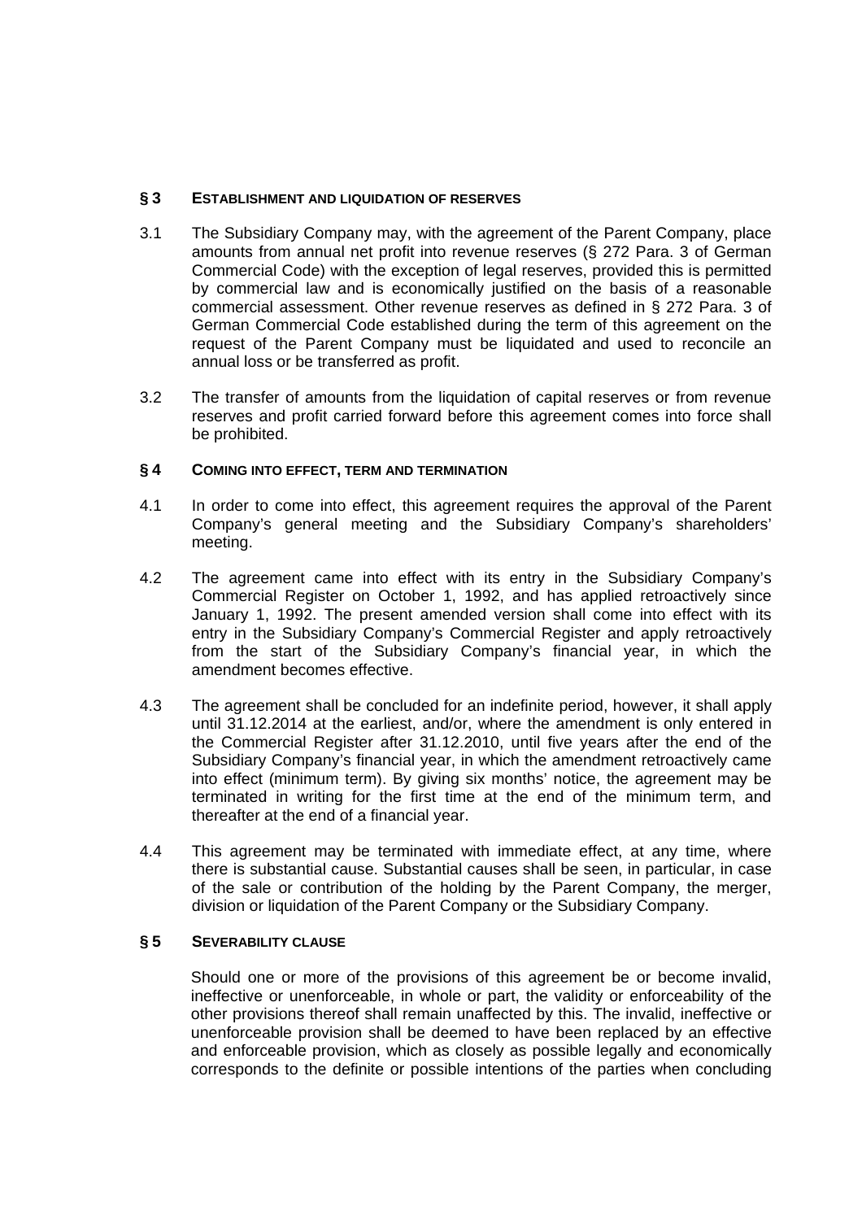## § 3 ESTABLISHMENT AND LIQUIDATION OF RESERVES

3.1 The Subsidiary Company may, with the agreement of the Parent Company, place amounts from annual net profit into revenue reserves (§ 272 Para. 3 of German Commercial Code) with the exception of legal reserves, provided this is permitted by commercial law and is economically justified on the basis of a reasonable commercial assessment. Other revenue reserves as defined in § 272 Para. 3 of German Commercial Code established during the term of this agreement on the request of the Parent Company must be liquidated and used to reconcile an annual loss or be transferred as profit.

3.2 The transfer of amounts from the liquidation of capital reserves or from revenue reserves and profit carried forward before this agreement comes into force shall be prohibited.

## § 4 COMING INTO EFFECT, TERM AND TERMINATION

4.1 In order to come into effect, this agreement requires the approval of the Parent Company's general meeting and the Subsidiary Company's shareholders' meeting.

4.2 The agreement came into effect with its entry in the Subsidiary Company's Commercial Register on October 1, 1992, and has applied retroactively since January 1, 1992. The present amended version shall come into effect with its entry in the Subsidiary Company's Commercial Register and apply retroactively from the start of the Subsidiary Company's financial year, in which the amendment becomes effective.

4.3 The agreement shall be concluded for an indefinite period, however, it shall apply until 31.12.2014 at the earliest, and/or, where the amendment is only entered in the Commercial Register after 31.12.2010, until five years after the end of the Subsidiary Company's financial year, in which the amendment retroactively came into effect (minimum term). By giving six months' notice, the agreement may be terminated in writing for the first time at the end of the minimum term, and thereafter at the end of a financial year.

4.4 This agreement may be terminated with immediate effect, at any time, where there is substantial cause. Substantial causes shall be seen, in particular, in case of the sale or contribution of the holding by the Parent Company, the merger, division or liquidation of the Parent Company or the Subsidiary Company.

## § 5 SEVERABILITY CLAUSE

Should one or more of the provisions of this agreement be or become invalid, ineffective or unenforceable, in whole or part, the validity or enforceability of the other provisions thereof shall remain unaffected by this. The invalid, ineffective or unenforceable provision shall be deemed to have been replaced by an effective and enforceable provision, which as closely as possible legally and economically corresponds to the definite or possible intentions of the parties when concluding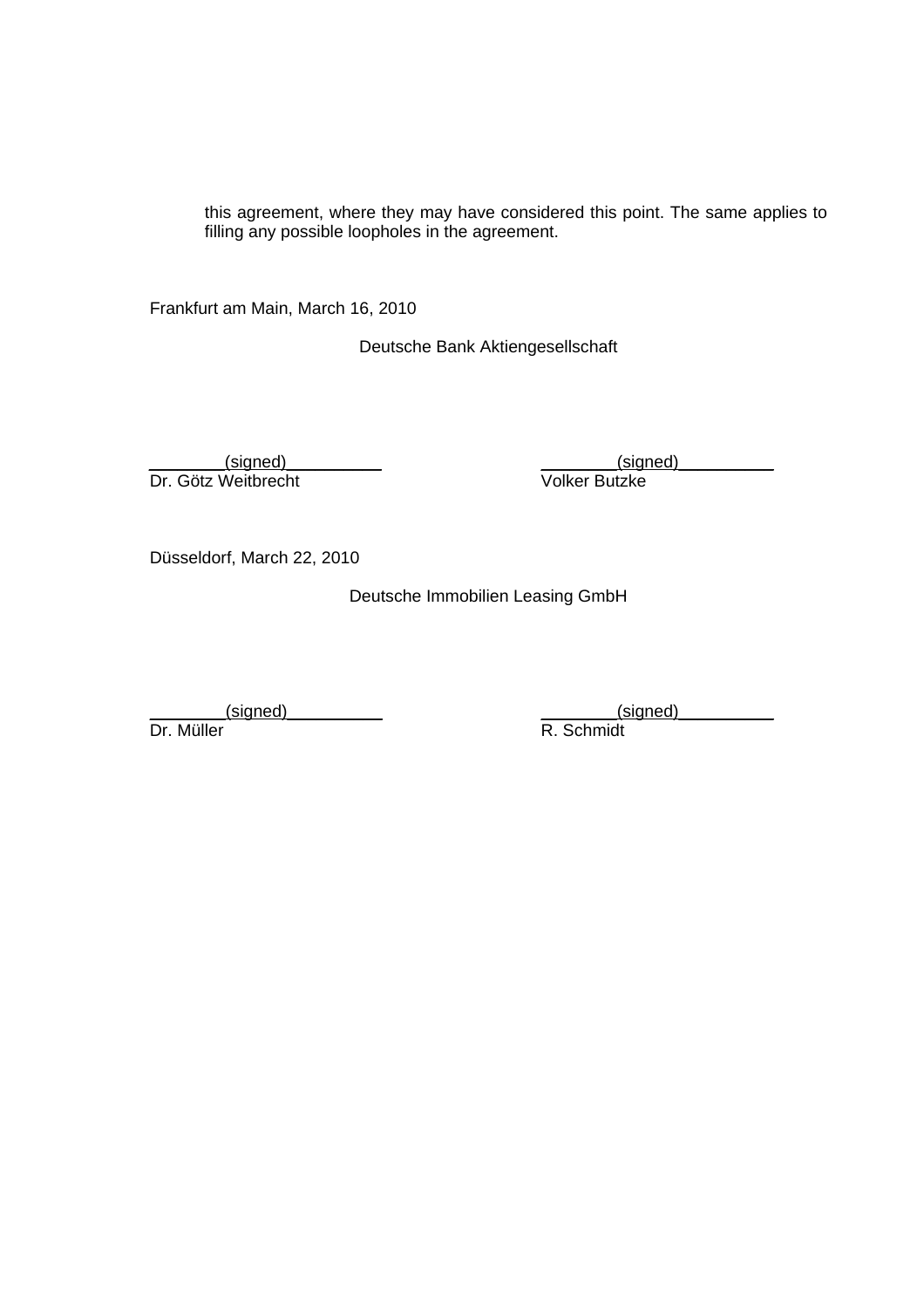this agreement, where they may have considered this point. The same applies to filling any possible loopholes in the agreement.

Frankfurt am Main, March 16, 2010

Deutsche Bank Aktiengesellschaft

| | |
|---|---|
| (signed) | (signed) |
| Dr. Götz Weitbrecht | Volker Butzke |

Düsseldorf, March 22, 2010

Deutsche Immobilien Leasing GmbH

| | |
|---|---|
| (signed) | (signed) |
| Dr. Müller | R. Schmidt |